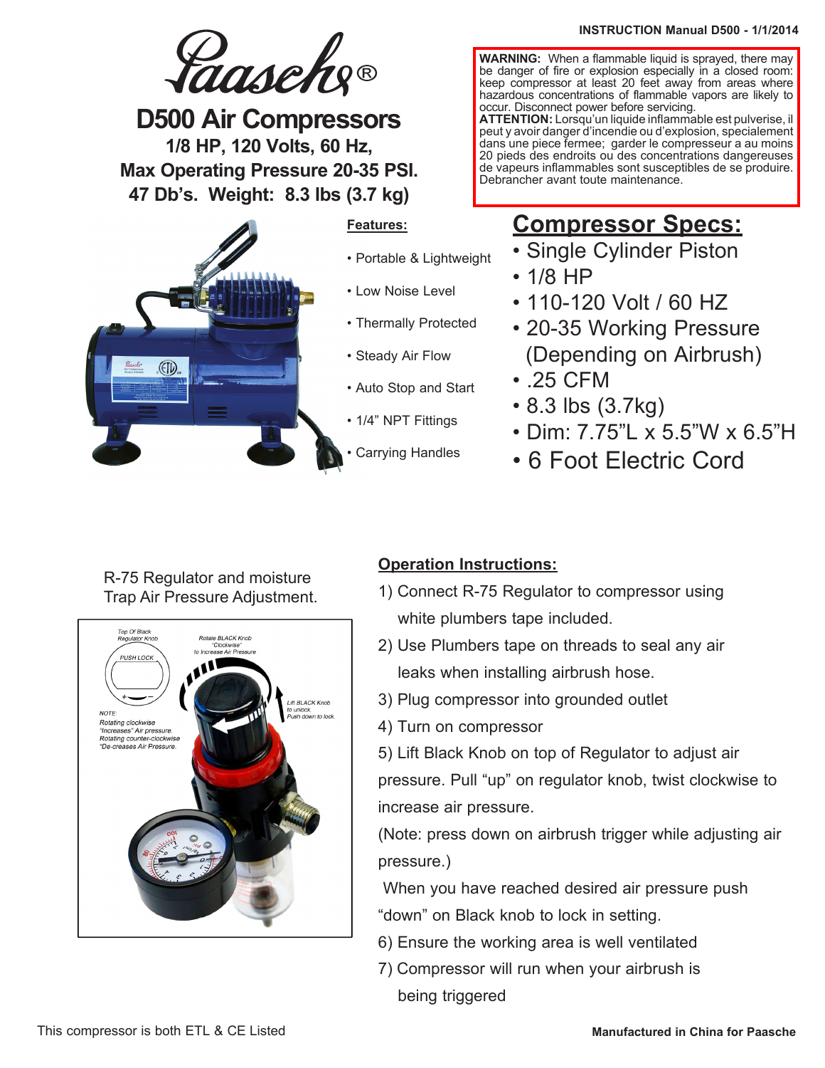INSTRUCTION Manual D500 - 1/1/2014

# Paasche®

# D500 Air Compressors

**1/8 HP, 120 Volts, 60 Hz,**
**Max Operating Pressure 20-35 PSI.**
**47 Db's. Weight: 8.3 lbs (3.7 kg)**

**WARNING:** When a flammable liquid is sprayed, there may be danger of fire or explosion especially in a closed room: keep compressor at least 20 feet away from areas where hazardous concentrations of flammable vapors are likely to occur. Disconnect power before servicing.
**ATTENTION:** Lorsqu'un liquide inflammable est pulverise, il peut y avoir danger d'incendie ou d'explosion, specialement dans une piece fermee; garder le compresseur a au moins 20 pieds des endroits ou des concentrations dangereuses de vapeurs inflammables sont susceptibles de se produire. Debrancher avant toute maintenance.

## Features:

- Portable & Lightweight
- Low Noise Level
- Thermally Protected
- Steady Air Flow
- Auto Stop and Start
- 1/4" NPT Fittings
- Carrying Handles

## Compressor Specs:

- Single Cylinder Piston
- 1/8 HP
- 110-120 Volt / 60 HZ
- 20-35 Working Pressure (Depending on Airbrush)
- .25 CFM
- 8.3 lbs (3.7kg)
- Dim: 7.75"L x 5.5"W x 6.5"H
- 6 Foot Electric Cord

R-75 Regulator and moisture Trap Air Pressure Adjustment.

Top Of Black Regulator Knob — PUSH LOCK

Rotate BLACK Knob "Clockwise" to Increase Air Pressure

Lift BLACK Knob to unlock. Push down to lock.

NOTE: Rotating clockwise "Increases" Air pressure. Rotating counter-clockwise "De-creases Air Pressure.

## Operation Instructions:

1) Connect R-75 Regulator to compressor using white plumbers tape included.
2) Use Plumbers tape on threads to seal any air leaks when installing airbrush hose.
3) Plug compressor into grounded outlet
4) Turn on compressor
5) Lift Black Knob on top of Regulator to adjust air pressure. Pull "up" on regulator knob, twist clockwise to increase air pressure.
(Note: press down on airbrush trigger while adjusting air pressure.)
When you have reached desired air pressure push "down" on Black knob to lock in setting.
6) Ensure the working area is well ventilated
7) Compressor will run when your airbrush is being triggered

This compressor is both ETL & CE Listed

**Manufactured in China for Paasche**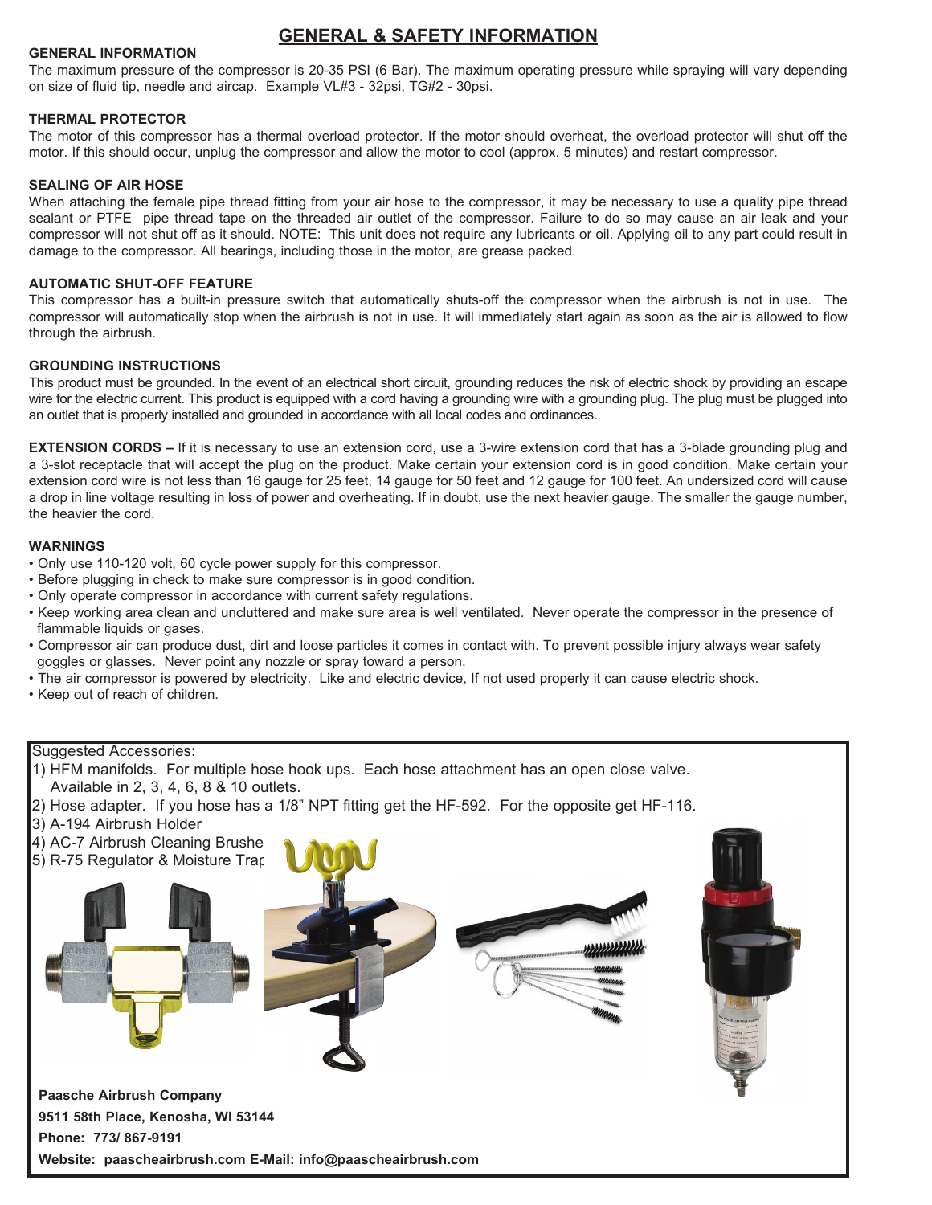# GENERAL & SAFETY INFORMATION

### GENERAL INFORMATION

The maximum pressure of the compressor is 20-35 PSI (6 Bar). The maximum operating pressure while spraying will vary depending on size of fluid tip, needle and aircap. Example VL#3 - 32psi, TG#2 - 30psi.

### THERMAL PROTECTOR

The motor of this compressor has a thermal overload protector. If the motor should overheat, the overload protector will shut off the motor. If this should occur, unplug the compressor and allow the motor to cool (approx. 5 minutes) and restart compressor.

### SEALING OF AIR HOSE

When attaching the female pipe thread fitting from your air hose to the compressor, it may be necessary to use a quality pipe thread sealant or PTFE pipe thread tape on the threaded air outlet of the compressor. Failure to do so may cause an air leak and your compressor will not shut off as it should. NOTE: This unit does not require any lubricants or oil. Applying oil to any part could result in damage to the compressor. All bearings, including those in the motor, are grease packed.

### AUTOMATIC SHUT-OFF FEATURE

This compressor has a built-in pressure switch that automatically shuts-off the compressor when the airbrush is not in use. The compressor will automatically stop when the airbrush is not in use. It will immediately start again as soon as the air is allowed to flow through the airbrush.

### GROUNDING INSTRUCTIONS

This product must be grounded. In the event of an electrical short circuit, grounding reduces the risk of electric shock by providing an escape wire for the electric current. This product is equipped with a cord having a grounding wire with a grounding plug. The plug must be plugged into an outlet that is properly installed and grounded in accordance with all local codes and ordinances.

**EXTENSION CORDS –** If it is necessary to use an extension cord, use a 3-wire extension cord that has a 3-blade grounding plug and a 3-slot receptacle that will accept the plug on the product. Make certain your extension cord is in good condition. Make certain your extension cord wire is not less than 16 gauge for 25 feet, 14 gauge for 50 feet and 12 gauge for 100 feet. An undersized cord will cause a drop in line voltage resulting in loss of power and overheating. If in doubt, use the next heavier gauge. The smaller the gauge number, the heavier the cord.

### WARNINGS

- Only use 110-120 volt, 60 cycle power supply for this compressor.
- Before plugging in check to make sure compressor is in good condition.
- Only operate compressor in accordance with current safety regulations.
- Keep working area clean and uncluttered and make sure area is well ventilated. Never operate the compressor in the presence of flammable liquids or gases.
- Compressor air can produce dust, dirt and loose particles it comes in contact with. To prevent possible injury always wear safety goggles or glasses. Never point any nozzle or spray toward a person.
- The air compressor is powered by electricity. Like and electric device, If not used properly it can cause electric shock.
- Keep out of reach of children.

Suggested Accessories:

1) HFM manifolds. For multiple hose hook ups. Each hose attachment has an open close valve. Available in 2, 3, 4, 6, 8 & 10 outlets.
2) Hose adapter. If you hose has a 1/8" NPT fitting get the HF-592. For the opposite get HF-116.
3) A-194 Airbrush Holder
4) AC-7 Airbrush Cleaning Brushe
5) R-75 Regulator & Moisture Trap

**Paasche Airbrush Company**
**9511 58th Place, Kenosha, WI 53144**
**Phone: 773/ 867-9191**
**Website: paascheairbrush.com E-Mail: info@paascheairbrush.com**